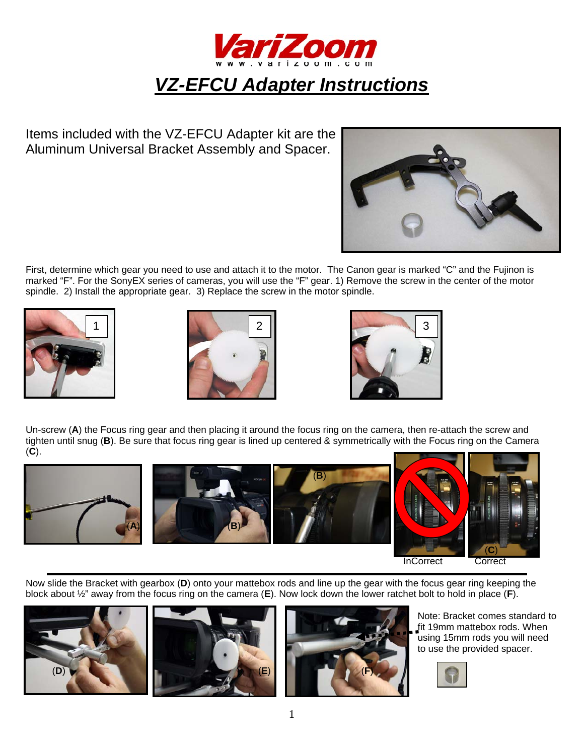# VZ-EFCU Adapter Instructions

Items included with the VZ-EFCU Adapter kit are the Aluminum Universal Bracket Assembly and Spacer.

First, determine which gear you need to use and attach it to the motor. The Canon gear is marked “C” and the Fujinon is marked “F”. For the SonyEX series of cameras, you will use the “F” gear. 1) Remove the screw in the center of the motor spindle. 2) Install the appropriate gear. 3) Replace the screw in the motor spindle.

Un-screw (**A**) the Focus ring gear and then placing it around the focus ring on the camera, then re-attach the screw and tighten until snug (**B**). Be sure that focus ring gear is lined up centered & symmetrically with the Focus ring on the Camera (**C**).

InCorrect Correct

Now slide the Bracket with gearbox (**D**) onto your mattebox rods and line up the gear with the focus gear ring keeping the block about ½” away from the focus ring on the camera (**E**). Now lock down the lower ratchet bolt to hold in place (**F**).

Note: Bracket comes standard to fit 19mm mattebox rods. When using 15mm rods you will need to use the provided spacer.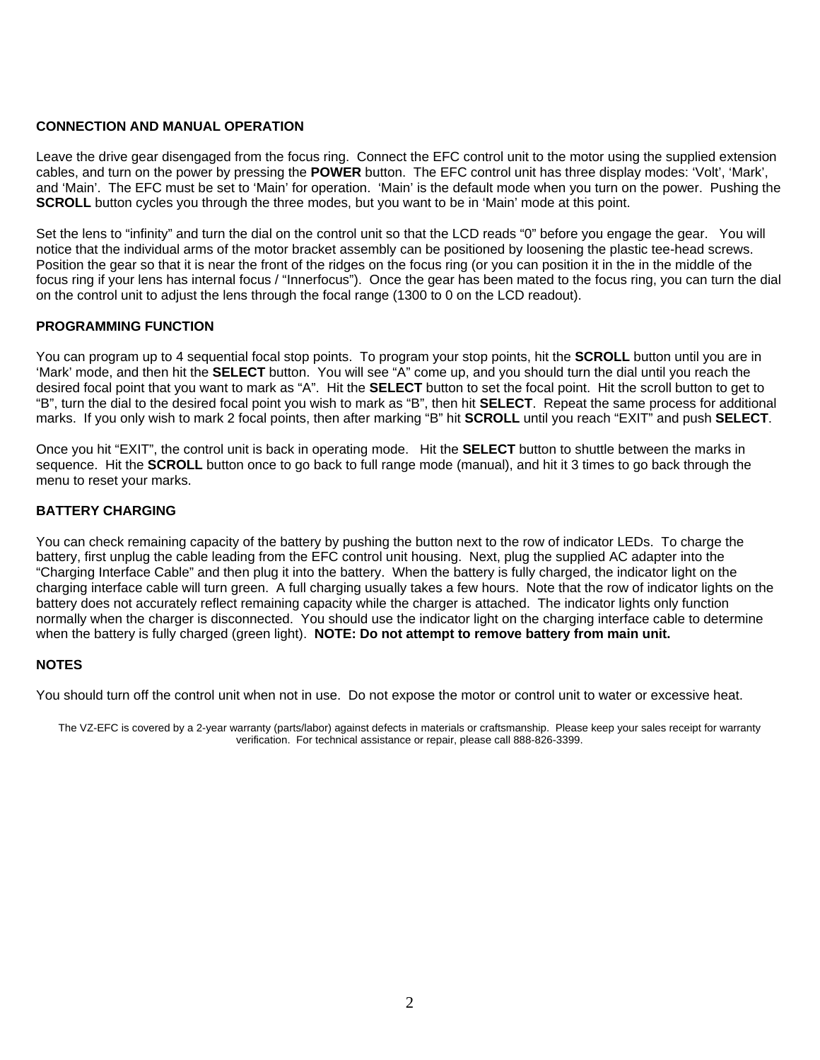## CONNECTION AND MANUAL OPERATION

Leave the drive gear disengaged from the focus ring. Connect the EFC control unit to the motor using the supplied extension cables, and turn on the power by pressing the **POWER** button. The EFC control unit has three display modes: 'Volt', 'Mark', and 'Main'. The EFC must be set to 'Main' for operation. 'Main' is the default mode when you turn on the power. Pushing the **SCROLL** button cycles you through the three modes, but you want to be in 'Main' mode at this point.

Set the lens to "infinity" and turn the dial on the control unit so that the LCD reads "0" before you engage the gear. You will notice that the individual arms of the motor bracket assembly can be positioned by loosening the plastic tee-head screws. Position the gear so that it is near the front of the ridges on the focus ring (or you can position it in the in the middle of the focus ring if your lens has internal focus / "Innerfocus"). Once the gear has been mated to the focus ring, you can turn the dial on the control unit to adjust the lens through the focal range (1300 to 0 on the LCD readout).

## PROGRAMMING FUNCTION

You can program up to 4 sequential focal stop points. To program your stop points, hit the **SCROLL** button until you are in 'Mark' mode, and then hit the **SELECT** button. You will see "A" come up, and you should turn the dial until you reach the desired focal point that you want to mark as "A". Hit the **SELECT** button to set the focal point. Hit the scroll button to get to "B", turn the dial to the desired focal point you wish to mark as "B", then hit **SELECT**. Repeat the same process for additional marks. If you only wish to mark 2 focal points, then after marking "B" hit **SCROLL** until you reach "EXIT" and push **SELECT**.

Once you hit "EXIT", the control unit is back in operating mode. Hit the **SELECT** button to shuttle between the marks in sequence. Hit the **SCROLL** button once to go back to full range mode (manual), and hit it 3 times to go back through the menu to reset your marks.

## BATTERY CHARGING

You can check remaining capacity of the battery by pushing the button next to the row of indicator LEDs. To charge the battery, first unplug the cable leading from the EFC control unit housing. Next, plug the supplied AC adapter into the "Charging Interface Cable" and then plug it into the battery. When the battery is fully charged, the indicator light on the charging interface cable will turn green. A full charging usually takes a few hours. Note that the row of indicator lights on the battery does not accurately reflect remaining capacity while the charger is attached. The indicator lights only function normally when the charger is disconnected. You should use the indicator light on the charging interface cable to determine when the battery is fully charged (green light). **NOTE: Do not attempt to remove battery from main unit.**

## NOTES

You should turn off the control unit when not in use. Do not expose the motor or control unit to water or excessive heat.

The VZ-EFC is covered by a 2-year warranty (parts/labor) against defects in materials or craftsmanship. Please keep your sales receipt for warranty verification. For technical assistance or repair, please call 888-826-3399.